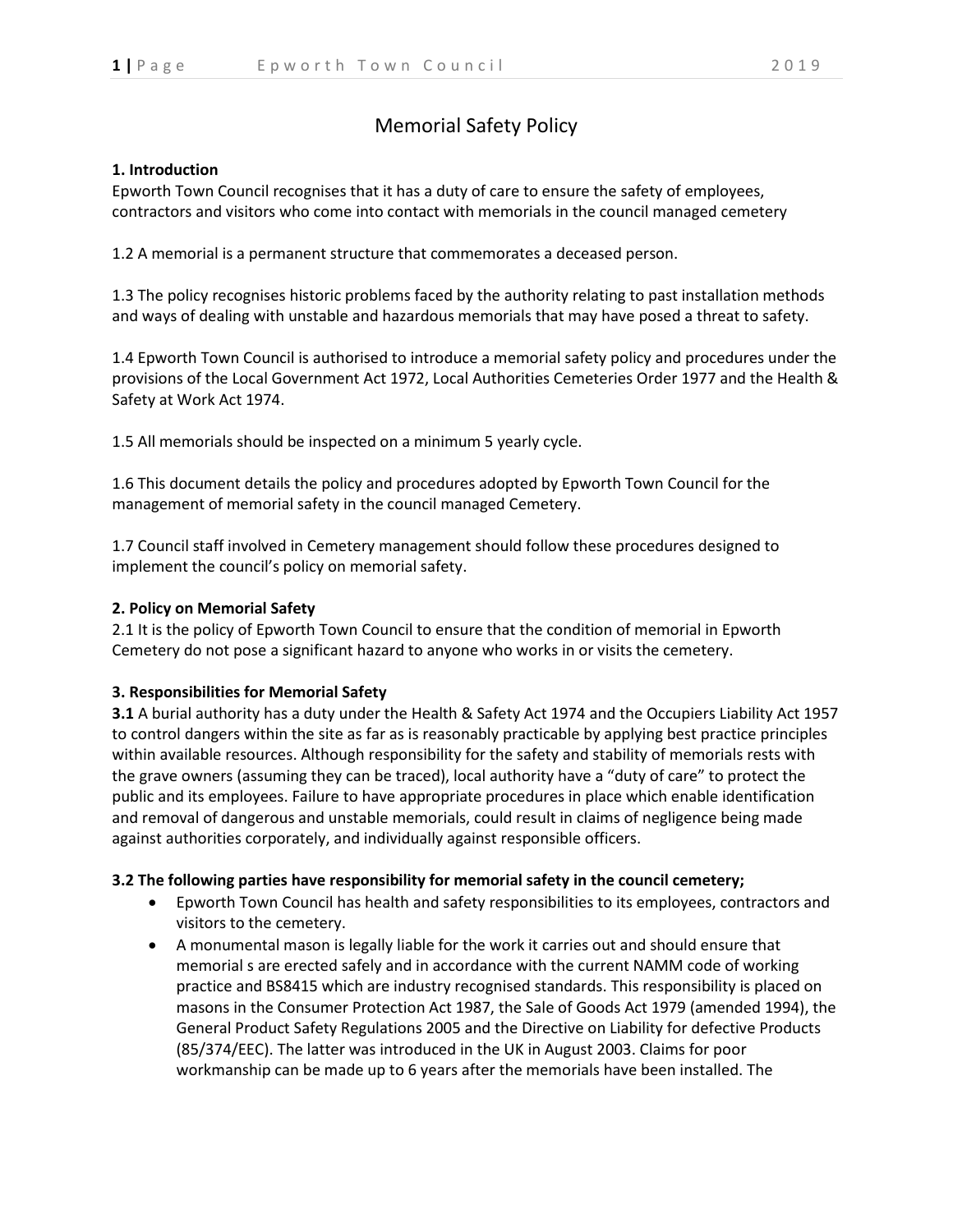# Memorial Safety Policy

**1. Introduction**

Epworth Town Council recognises that it has a duty of care to ensure the safety of employees, contractors and visitors who come into contact with memorials in the council managed cemetery

1.2 A memorial is a permanent structure that commemorates a deceased person.

1.3 The policy recognises historic problems faced by the authority relating to past installation methods and ways of dealing with unstable and hazardous memorials that may have posed a threat to safety.

1.4 Epworth Town Council is authorised to introduce a memorial safety policy and procedures under the provisions of the Local Government Act 1972, Local Authorities Cemeteries Order 1977 and the Health & Safety at Work Act 1974.

1.5 All memorials should be inspected on a minimum 5 yearly cycle.

1.6 This document details the policy and procedures adopted by Epworth Town Council for the management of memorial safety in the council managed Cemetery.

1.7 Council staff involved in Cemetery management should follow these procedures designed to implement the council's policy on memorial safety.

**2. Policy on Memorial Safety**

2.1 It is the policy of Epworth Town Council to ensure that the condition of memorial in Epworth Cemetery do not pose a significant hazard to anyone who works in or visits the cemetery.

**3. Responsibilities for Memorial Safety**

**3.1** A burial authority has a duty under the Health & Safety Act 1974 and the Occupiers Liability Act 1957 to control dangers within the site as far as is reasonably practicable by applying best practice principles within available resources. Although responsibility for the safety and stability of memorials rests with the grave owners (assuming they can be traced), local authority have a "duty of care" to protect the public and its employees. Failure to have appropriate procedures in place which enable identification and removal of dangerous and unstable memorials, could result in claims of negligence being made against authorities corporately, and individually against responsible officers.

**3.2 The following parties have responsibility for memorial safety in the council cemetery;**

- Epworth Town Council has health and safety responsibilities to its employees, contractors and visitors to the cemetery.
- A monumental mason is legally liable for the work it carries out and should ensure that memorial s are erected safely and in accordance with the current NAMM code of working practice and BS8415 which are industry recognised standards. This responsibility is placed on masons in the Consumer Protection Act 1987, the Sale of Goods Act 1979 (amended 1994), the General Product Safety Regulations 2005 and the Directive on Liability for defective Products (85/374/EEC). The latter was introduced in the UK in August 2003. Claims for poor workmanship can be made up to 6 years after the memorials have been installed. The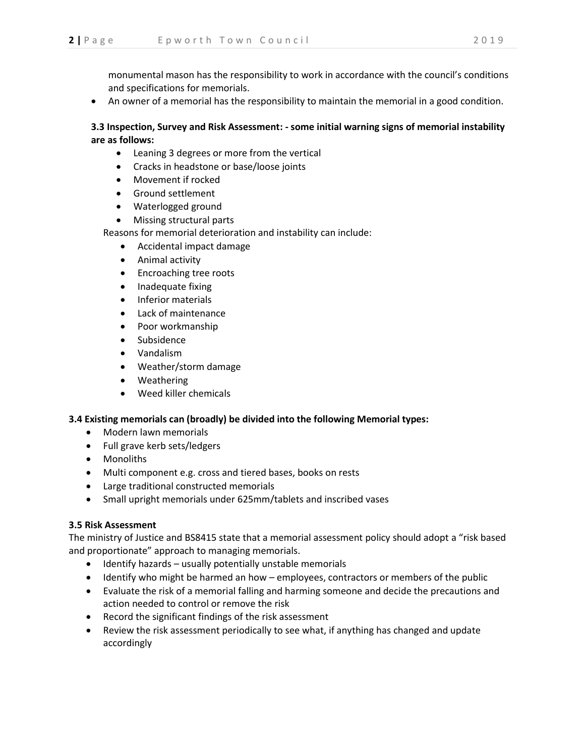monumental mason has the responsibility to work in accordance with the council's conditions and specifications for memorials.

- An owner of a memorial has the responsibility to maintain the memorial in a good condition.

**3.3 Inspection, Survey and Risk Assessment: - some initial warning signs of memorial instability are as follows:**

- Leaning 3 degrees or more from the vertical
- Cracks in headstone or base/loose joints
- Movement if rocked
- Ground settlement
- Waterlogged ground
- Missing structural parts

Reasons for memorial deterioration and instability can include:

- Accidental impact damage
- Animal activity
- Encroaching tree roots
- Inadequate fixing
- Inferior materials
- Lack of maintenance
- Poor workmanship
- Subsidence
- Vandalism
- Weather/storm damage
- Weathering
- Weed killer chemicals

**3.4 Existing memorials can (broadly) be divided into the following Memorial types:**

- Modern lawn memorials
- Full grave kerb sets/ledgers
- Monoliths
- Multi component e.g. cross and tiered bases, books on rests
- Large traditional constructed memorials
- Small upright memorials under 625mm/tablets and inscribed vases

**3.5 Risk Assessment**

The ministry of Justice and BS8415 state that a memorial assessment policy should adopt a "risk based and proportionate" approach to managing memorials.

- Identify hazards – usually potentially unstable memorials
- Identify who might be harmed an how – employees, contractors or members of the public
- Evaluate the risk of a memorial falling and harming someone and decide the precautions and action needed to control or remove the risk
- Record the significant findings of the risk assessment
- Review the risk assessment periodically to see what, if anything has changed and update accordingly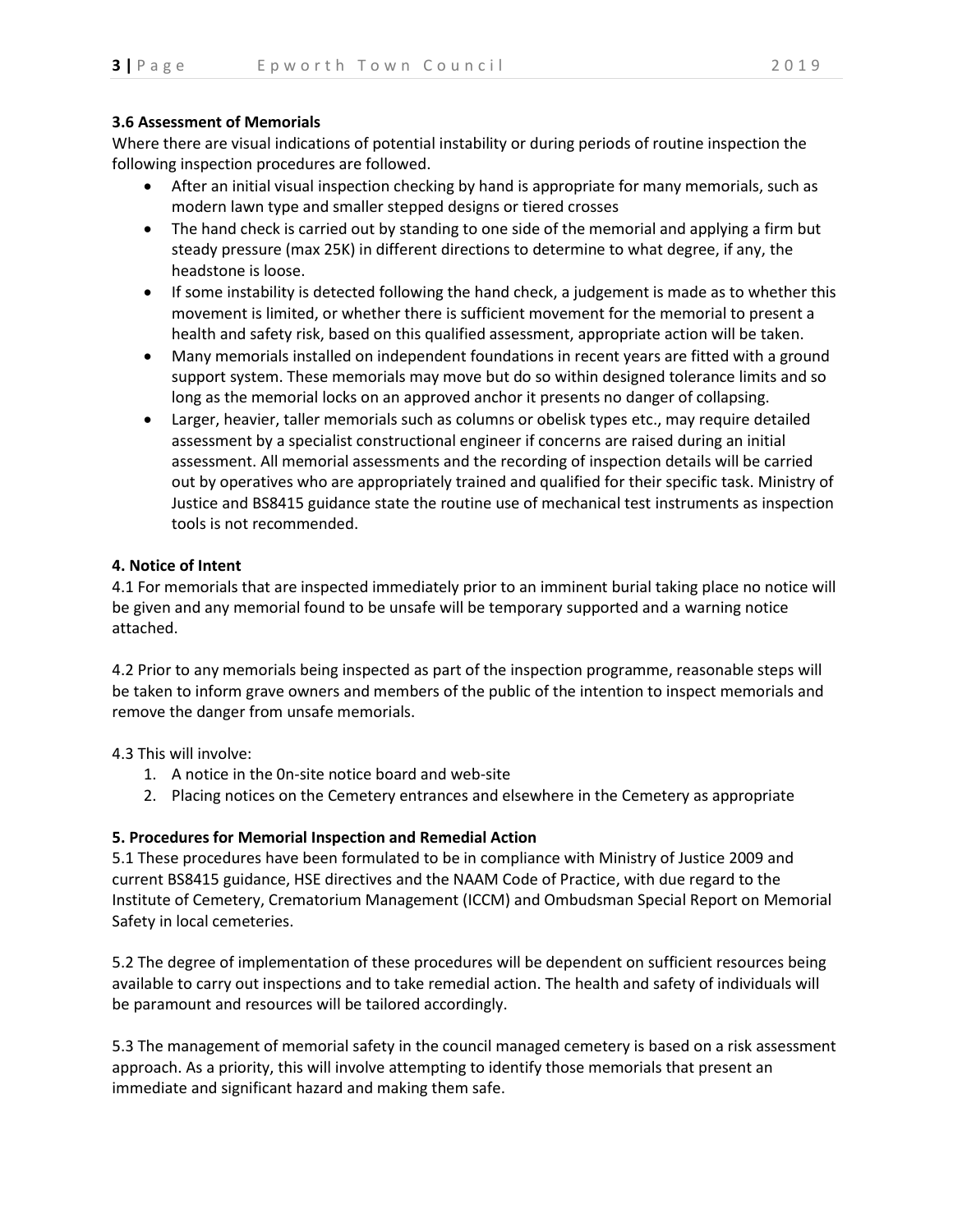**3.6 Assessment of Memorials**

Where there are visual indications of potential instability or during periods of routine inspection the following inspection procedures are followed.

- After an initial visual inspection checking by hand is appropriate for many memorials, such as modern lawn type and smaller stepped designs or tiered crosses
- The hand check is carried out by standing to one side of the memorial and applying a firm but steady pressure (max 25K) in different directions to determine to what degree, if any, the headstone is loose.
- If some instability is detected following the hand check, a judgement is made as to whether this movement is limited, or whether there is sufficient movement for the memorial to present a health and safety risk, based on this qualified assessment, appropriate action will be taken.
- Many memorials installed on independent foundations in recent years are fitted with a ground support system. These memorials may move but do so within designed tolerance limits and so long as the memorial locks on an approved anchor it presents no danger of collapsing.
- Larger, heavier, taller memorials such as columns or obelisk types etc., may require detailed assessment by a specialist constructional engineer if concerns are raised during an initial assessment. All memorial assessments and the recording of inspection details will be carried out by operatives who are appropriately trained and qualified for their specific task. Ministry of Justice and BS8415 guidance state the routine use of mechanical test instruments as inspection tools is not recommended.

**4. Notice of Intent**

4.1 For memorials that are inspected immediately prior to an imminent burial taking place no notice will be given and any memorial found to be unsafe will be temporary supported and a warning notice attached.

4.2 Prior to any memorials being inspected as part of the inspection programme, reasonable steps will be taken to inform grave owners and members of the public of the intention to inspect memorials and remove the danger from unsafe memorials.

4.3 This will involve:

1. A notice in the 0n-site notice board and web-site
2. Placing notices on the Cemetery entrances and elsewhere in the Cemetery as appropriate

**5. Procedures for Memorial Inspection and Remedial Action**

5.1 These procedures have been formulated to be in compliance with Ministry of Justice 2009 and current BS8415 guidance, HSE directives and the NAAM Code of Practice, with due regard to the Institute of Cemetery, Crematorium Management (ICCM) and Ombudsman Special Report on Memorial Safety in local cemeteries.

5.2 The degree of implementation of these procedures will be dependent on sufficient resources being available to carry out inspections and to take remedial action. The health and safety of individuals will be paramount and resources will be tailored accordingly.

5.3 The management of memorial safety in the council managed cemetery is based on a risk assessment approach. As a priority, this will involve attempting to identify those memorials that present an immediate and significant hazard and making them safe.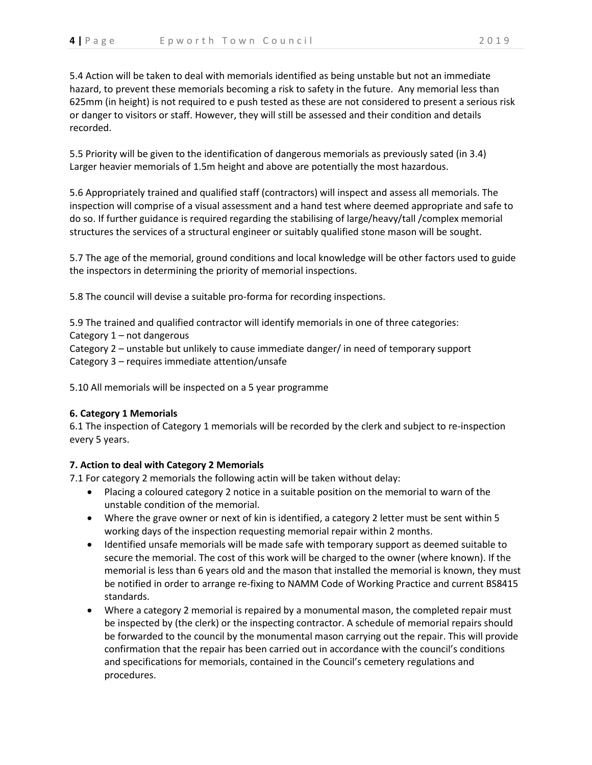5.4 Action will be taken to deal with memorials identified as being unstable but not an immediate hazard, to prevent these memorials becoming a risk to safety in the future. Any memorial less than 625mm (in height) is not required to e push tested as these are not considered to present a serious risk or danger to visitors or staff. However, they will still be assessed and their condition and details recorded.

5.5 Priority will be given to the identification of dangerous memorials as previously sated (in 3.4) Larger heavier memorials of 1.5m height and above are potentially the most hazardous.

5.6 Appropriately trained and qualified staff (contractors) will inspect and assess all memorials. The inspection will comprise of a visual assessment and a hand test where deemed appropriate and safe to do so. If further guidance is required regarding the stabilising of large/heavy/tall /complex memorial structures the services of a structural engineer or suitably qualified stone mason will be sought.

5.7 The age of the memorial, ground conditions and local knowledge will be other factors used to guide the inspectors in determining the priority of memorial inspections.

5.8 The council will devise a suitable pro-forma for recording inspections.

5.9 The trained and qualified contractor will identify memorials in one of three categories:
Category 1 – not dangerous
Category 2 – unstable but unlikely to cause immediate danger/ in need of temporary support
Category 3 – requires immediate attention/unsafe

5.10 All memorials will be inspected on a 5 year programme

**6. Category 1 Memorials**

6.1 The inspection of Category 1 memorials will be recorded by the clerk and subject to re-inspection every 5 years.

**7. Action to deal with Category 2 Memorials**

7.1 For category 2 memorials the following actin will be taken without delay:

- Placing a coloured category 2 notice in a suitable position on the memorial to warn of the unstable condition of the memorial.
- Where the grave owner or next of kin is identified, a category 2 letter must be sent within 5 working days of the inspection requesting memorial repair within 2 months.
- Identified unsafe memorials will be made safe with temporary support as deemed suitable to secure the memorial. The cost of this work will be charged to the owner (where known). If the memorial is less than 6 years old and the mason that installed the memorial is known, they must be notified in order to arrange re-fixing to NAMM Code of Working Practice and current BS8415 standards.
- Where a category 2 memorial is repaired by a monumental mason, the completed repair must be inspected by (the clerk) or the inspecting contractor. A schedule of memorial repairs should be forwarded to the council by the monumental mason carrying out the repair. This will provide confirmation that the repair has been carried out in accordance with the council's conditions and specifications for memorials, contained in the Council's cemetery regulations and procedures.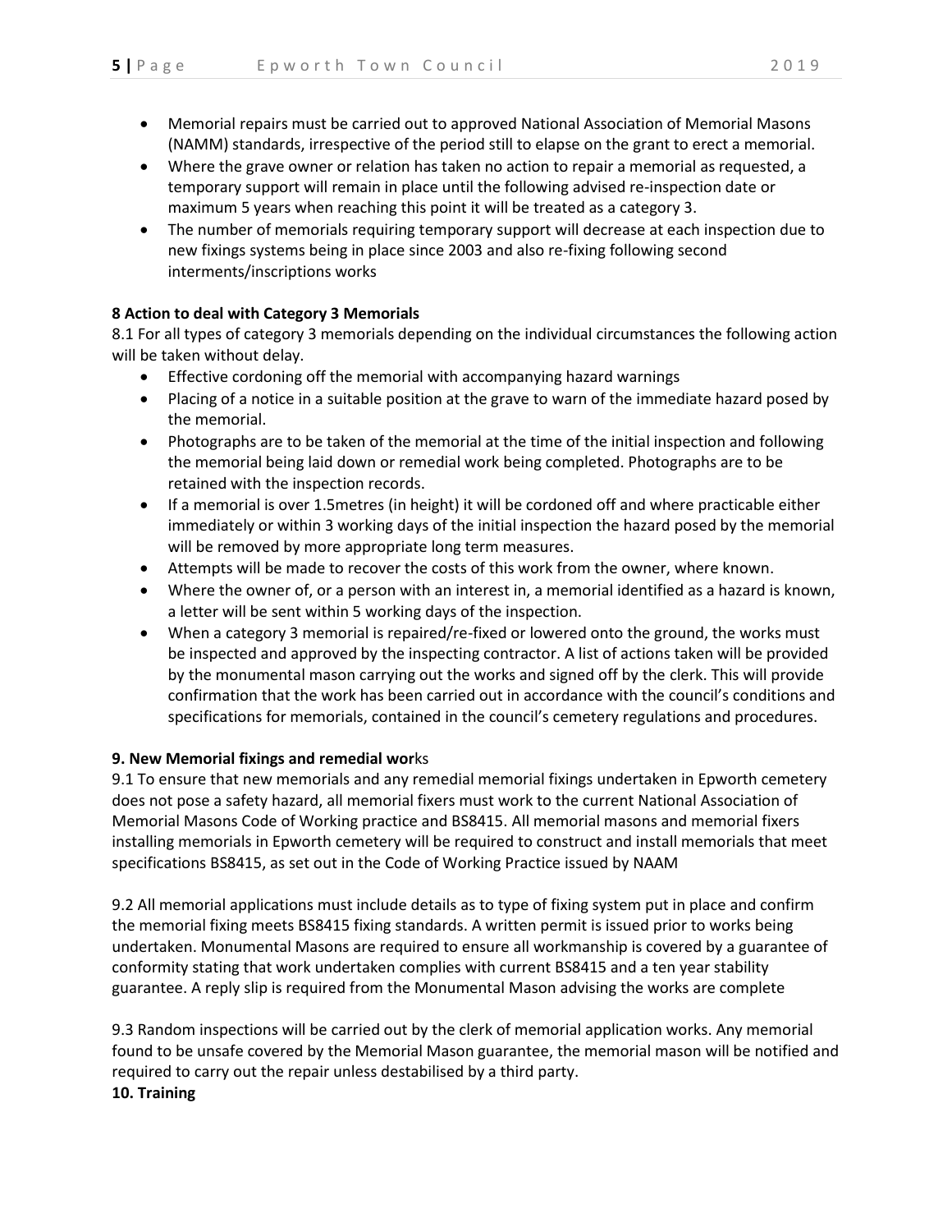- Memorial repairs must be carried out to approved National Association of Memorial Masons (NAMM) standards, irrespective of the period still to elapse on the grant to erect a memorial.
- Where the grave owner or relation has taken no action to repair a memorial as requested, a temporary support will remain in place until the following advised re-inspection date or maximum 5 years when reaching this point it will be treated as a category 3.
- The number of memorials requiring temporary support will decrease at each inspection due to new fixings systems being in place since 2003 and also re-fixing following second interments/inscriptions works

**8 Action to deal with Category 3 Memorials**

8.1 For all types of category 3 memorials depending on the individual circumstances the following action will be taken without delay.

- Effective cordoning off the memorial with accompanying hazard warnings
- Placing of a notice in a suitable position at the grave to warn of the immediate hazard posed by the memorial.
- Photographs are to be taken of the memorial at the time of the initial inspection and following the memorial being laid down or remedial work being completed. Photographs are to be retained with the inspection records.
- If a memorial is over 1.5metres (in height) it will be cordoned off and where practicable either immediately or within 3 working days of the initial inspection the hazard posed by the memorial will be removed by more appropriate long term measures.
- Attempts will be made to recover the costs of this work from the owner, where known.
- Where the owner of, or a person with an interest in, a memorial identified as a hazard is known, a letter will be sent within 5 working days of the inspection.
- When a category 3 memorial is repaired/re-fixed or lowered onto the ground, the works must be inspected and approved by the inspecting contractor. A list of actions taken will be provided by the monumental mason carrying out the works and signed off by the clerk. This will provide confirmation that the work has been carried out in accordance with the council's conditions and specifications for memorials, contained in the council's cemetery regulations and procedures.

**9. New Memorial fixings and remedial wor**ks

9.1 To ensure that new memorials and any remedial memorial fixings undertaken in Epworth cemetery does not pose a safety hazard, all memorial fixers must work to the current National Association of Memorial Masons Code of Working practice and BS8415. All memorial masons and memorial fixers installing memorials in Epworth cemetery will be required to construct and install memorials that meet specifications BS8415, as set out in the Code of Working Practice issued by NAAM

9.2 All memorial applications must include details as to type of fixing system put in place and confirm the memorial fixing meets BS8415 fixing standards. A written permit is issued prior to works being undertaken. Monumental Masons are required to ensure all workmanship is covered by a guarantee of conformity stating that work undertaken complies with current BS8415 and a ten year stability guarantee. A reply slip is required from the Monumental Mason advising the works are complete

9.3 Random inspections will be carried out by the clerk of memorial application works. Any memorial found to be unsafe covered by the Memorial Mason guarantee, the memorial mason will be notified and required to carry out the repair unless destabilised by a third party.

**10. Training**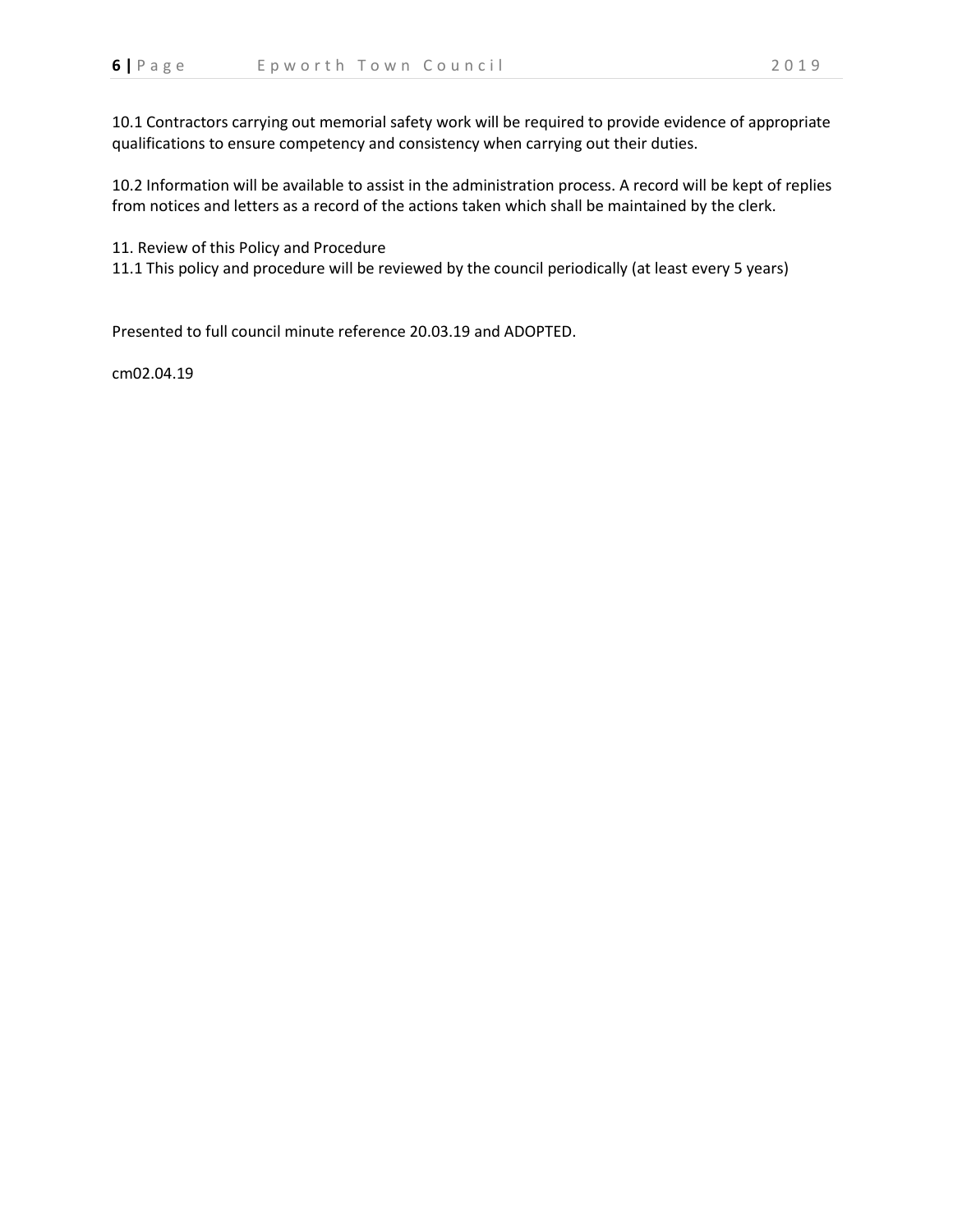10.1 Contractors carrying out memorial safety work will be required to provide evidence of appropriate qualifications to ensure competency and consistency when carrying out their duties.

10.2 Information will be available to assist in the administration process. A record will be kept of replies from notices and letters as a record of the actions taken which shall be maintained by the clerk.

11. Review of this Policy and Procedure
11.1 This policy and procedure will be reviewed by the council periodically (at least every 5 years)

Presented to full council minute reference 20.03.19 and ADOPTED.

cm02.04.19